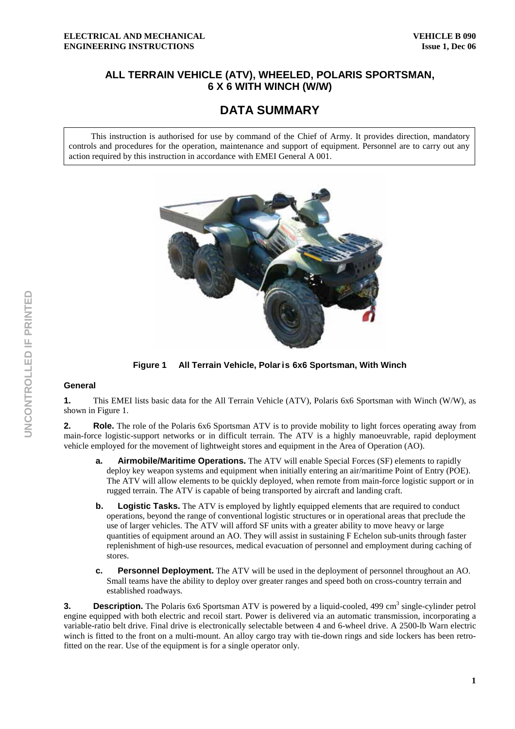# ALL TERRAIN VEHICLE (ATV), WHEELED, POLARIS SPORTSMAN, 6 X 6 WITH WINCH (W/W)

## DATA SUMMARY

This instruction is authorised for use by command of the Chief of Army. It provides direction, mandatory controls and procedures for the operation, maintenance and support of equipment. Personnel are to carry out any action required by this instruction in accordance with EMEI General A 001.

**Figure 1 All Terrain Vehicle, Polaris 6x6 Sportsman, With Winch**

### General

**1.** This EMEI lists basic data for the All Terrain Vehicle (ATV), Polaris 6x6 Sportsman with Winch (W/W), as shown in Figure 1.

**2. Role.** The role of the Polaris 6x6 Sportsman ATV is to provide mobility to light forces operating away from main-force logistic-support networks or in difficult terrain. The ATV is a highly manoeuvrable, rapid deployment vehicle employed for the movement of lightweight stores and equipment in the Area of Operation (AO).

- **a. Airmobile/Maritime Operations.** The ATV will enable Special Forces (SF) elements to rapidly deploy key weapon systems and equipment when initially entering an air/maritime Point of Entry (POE). The ATV will allow elements to be quickly deployed, when remote from main-force logistic support or in rugged terrain. The ATV is capable of being transported by aircraft and landing craft.

- **b. Logistic Tasks.** The ATV is employed by lightly equipped elements that are required to conduct operations, beyond the range of conventional logistic structures or in operational areas that preclude the use of larger vehicles. The ATV will afford SF units with a greater ability to move heavy or large quantities of equipment around an AO. They will assist in sustaining F Echelon sub-units through faster replenishment of high-use resources, medical evacuation of personnel and employment during caching of stores.

- **c. Personnel Deployment.** The ATV will be used in the deployment of personnel throughout an AO. Small teams have the ability to deploy over greater ranges and speed both on cross-country terrain and established roadways.

**3. Description.** The Polaris 6x6 Sportsman ATV is powered by a liquid-cooled, 499 $cm^3$ single-cylinder petrol engine equipped with both electric and recoil start. Power is delivered via an automatic transmission, incorporating a variable-ratio belt drive. Final drive is electronically selectable between 4 and 6-wheel drive. A 2500-lb Warn electric winch is fitted to the front on a multi-mount. An alloy cargo tray with tie-down rings and side lockers has been retro-fitted on the rear. Use of the equipment is for a single operator only.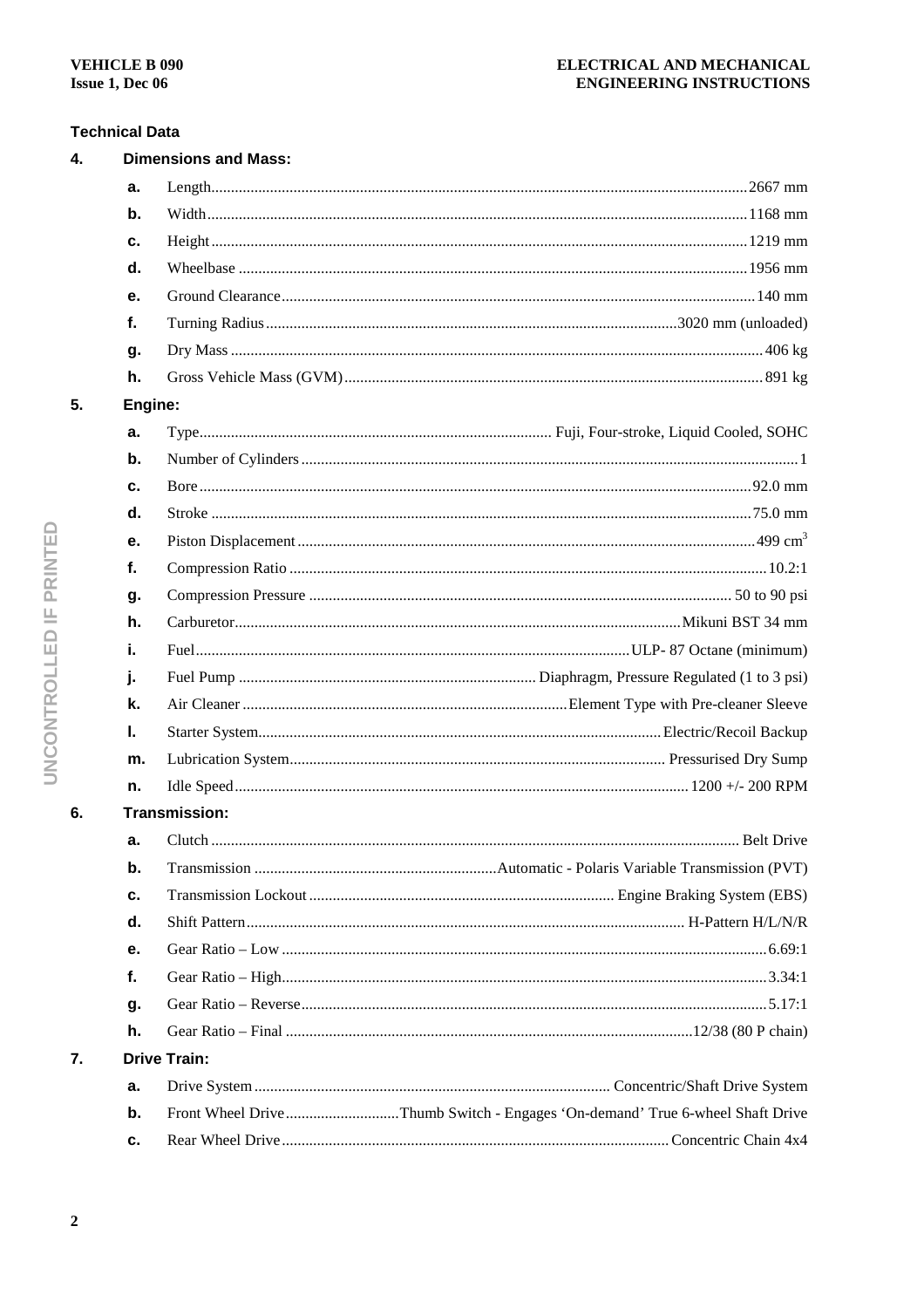## Technical Data

### 4. Dimensions and Mass:

- **a.** Length ........ 2667 mm
- **b.** Width ........ 1168 mm
- **c.** Height ........ 1219 mm
- **d.** Wheelbase ........ 1956 mm
- **e.** Ground Clearance ........ 140 mm
- **f.** Turning Radius ........ 3020 mm (unloaded)
- **g.** Dry Mass ........ 406 kg
- **h.** Gross Vehicle Mass (GVM) ........ 891 kg

### 5. Engine:

- **a.** Type ........ Fuji, Four-stroke, Liquid Cooled, SOHC
- **b.** Number of Cylinders ........ 1
- **c.** Bore ........ 92.0 mm
- **d.** Stroke ........ 75.0 mm
- **e.** Piston Displacement ........ 499 $cm^3$
- **f.** Compression Ratio ........ 10.2:1
- **g.** Compression Pressure ........ 50 to 90 psi
- **h.** Carburetor ........ Mikuni BST 34 mm
- **i.** Fuel ........ ULP- 87 Octane (minimum)
- **j.** Fuel Pump ........ Diaphragm, Pressure Regulated (1 to 3 psi)
- **k.** Air Cleaner ........ Element Type with Pre-cleaner Sleeve
- **l.** Starter System ........ Electric/Recoil Backup
- **m.** Lubrication System ........ Pressurised Dry Sump
- **n.** Idle Speed ........ 1200 +/- 200 RPM

### 6. Transmission:

- **a.** Clutch ........ Belt Drive
- **b.** Transmission ........ Automatic - Polaris Variable Transmission (PVT)
- **c.** Transmission Lockout ........ Engine Braking System (EBS)
- **d.** Shift Pattern ........ H-Pattern H/L/N/R
- **e.** Gear Ratio – Low ........ 6.69:1
- **f.** Gear Ratio – High ........ 3.34:1
- **g.** Gear Ratio – Reverse ........ 5.17:1
- **h.** Gear Ratio – Final ........ 12/38 (80 P chain)

### 7. Drive Train:

- **a.** Drive System ........ Concentric/Shaft Drive System
- **b.** Front Wheel Drive ........ Thumb Switch - Engages 'On-demand' True 6-wheel Shaft Drive
- **c.** Rear Wheel Drive ........ Concentric Chain 4x4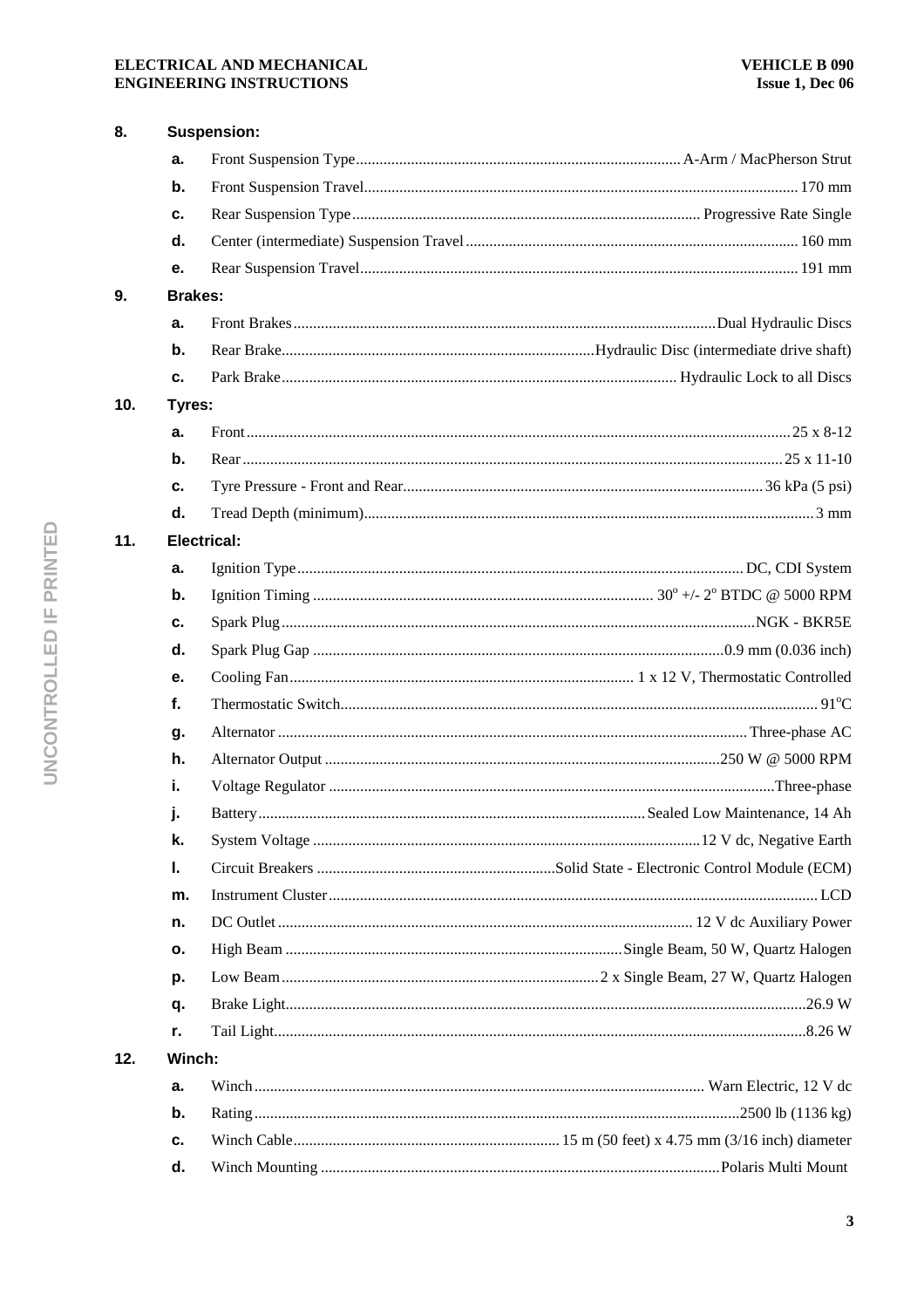8. **Suspension:**

   a. Front Suspension Type .......... A-Arm / MacPherson Strut

   b. Front Suspension Travel .......... 170 mm

   c. Rear Suspension Type .......... Progressive Rate Single

   d. Center (intermediate) Suspension Travel .......... 160 mm

   e. Rear Suspension Travel .......... 191 mm

9. **Brakes:**

   a. Front Brakes .......... Dual Hydraulic Discs

   b. Rear Brake .......... Hydraulic Disc (intermediate drive shaft)

   c. Park Brake .......... Hydraulic Lock to all Discs

10. **Tyres:**

    a. Front .......... 25 x 8-12

    b. Rear .......... 25 x 11-10

    c. Tyre Pressure - Front and Rear .......... 36 kPa (5 psi)

    d. Tread Depth (minimum) .......... 3 mm

11. **Electrical:**

    a. Ignition Type .......... DC, CDI System

    b. Ignition Timing .......... 30° +/- 2° BTDC @ 5000 RPM

    c. Spark Plug .......... NGK - BKR5E

    d. Spark Plug Gap .......... 0.9 mm (0.036 inch)

    e. Cooling Fan .......... 1 x 12 V, Thermostatic Controlled

    f. Thermostatic Switch .......... 91°C

    g. Alternator .......... Three-phase AC

    h. Alternator Output .......... 250 W @ 5000 RPM

    i. Voltage Regulator .......... Three-phase

    j. Battery .......... Sealed Low Maintenance, 14 Ah

    k. System Voltage .......... 12 V dc, Negative Earth

    l. Circuit Breakers .......... Solid State - Electronic Control Module (ECM)

    m. Instrument Cluster .......... LCD

    n. DC Outlet .......... 12 V dc Auxiliary Power

    o. High Beam .......... Single Beam, 50 W, Quartz Halogen

    p. Low Beam .......... 2 x Single Beam, 27 W, Quartz Halogen

    q. Brake Light .......... 26.9 W

    r. Tail Light .......... 8.26 W

12. **Winch:**

    a. Winch .......... Warn Electric, 12 V dc

    b. Rating .......... 2500 lb (1136 kg)

    c. Winch Cable .......... 15 m (50 feet) x 4.75 mm (3/16 inch) diameter

    d. Winch Mounting .......... Polaris Multi Mount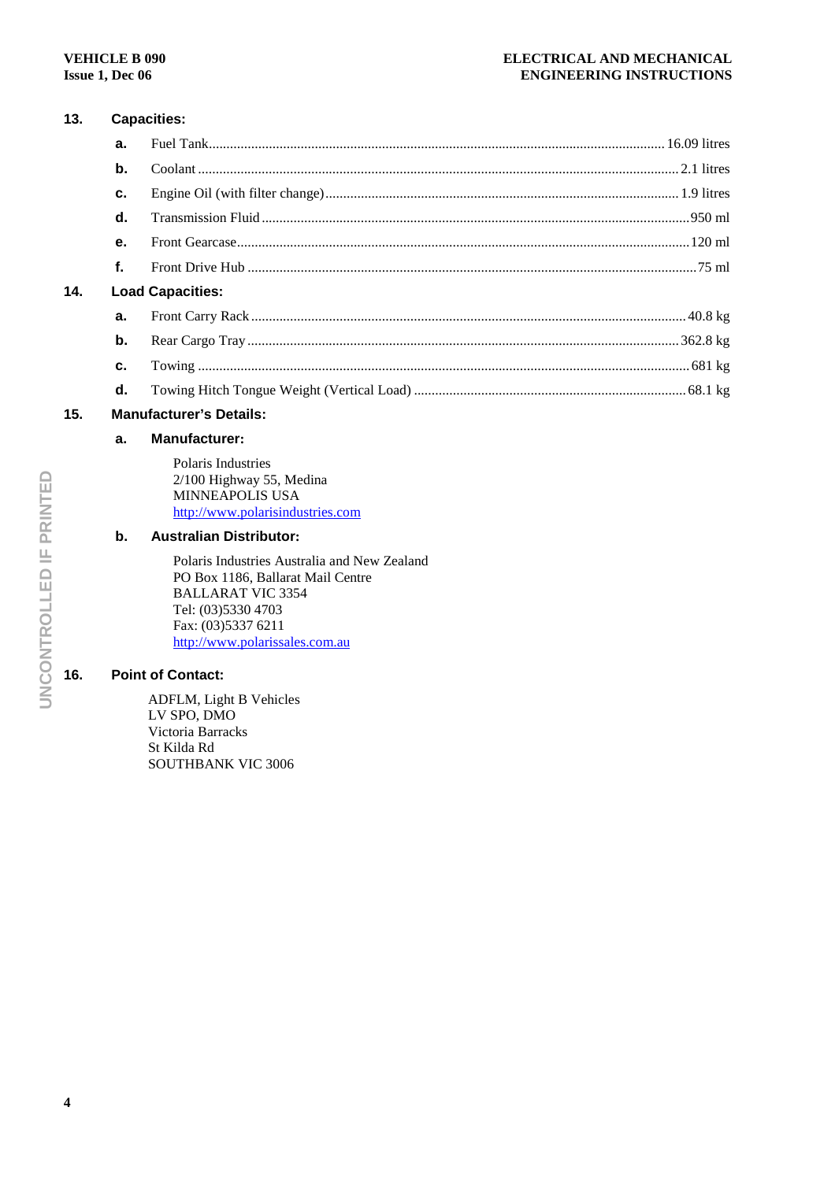**13. Capacities:**

- **a.** Fuel Tank ........ 16.09 litres
- **b.** Coolant ........ 2.1 litres
- **c.** Engine Oil (with filter change) ........ 1.9 litres
- **d.** Transmission Fluid ........ 950 ml
- **e.** Front Gearcase ........ 120 ml
- **f.** Front Drive Hub ........ 75 ml

**14. Load Capacities:**

- **a.** Front Carry Rack ........ 40.8 kg
- **b.** Rear Cargo Tray ........ 362.8 kg
- **c.** Towing ........ 681 kg
- **d.** Towing Hitch Tongue Weight (Vertical Load) ........ 68.1 kg

**15. Manufacturer's Details:**

**a. Manufacturer:**

Polaris Industries
2/100 Highway 55, Medina
MINNEAPOLIS USA
http://www.polarisindustries.com

**b. Australian Distributor:**

Polaris Industries Australia and New Zealand
PO Box 1186, Ballarat Mail Centre
BALLARAT VIC 3354
Tel: (03)5330 4703
Fax: (03)5337 6211
http://www.polarissales.com.au

**16. Point of Contact:**

ADFLM, Light B Vehicles
LV SPO, DMO
Victoria Barracks
St Kilda Rd
SOUTHBANK VIC 3006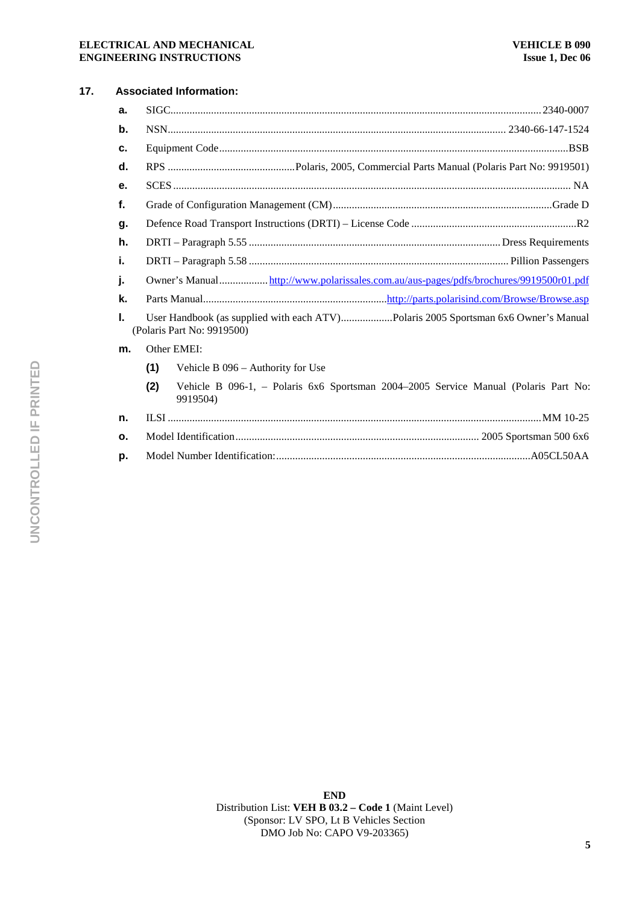## 17. Associated Information:

a. SIGC............................................................................................................................2340-0007

b. NSN.............................................................................................................. 2340-66-147-1524

c. Equipment Code.....................................................................................................................BSB

d. RPS ...............................................Polaris, 2005, Commercial Parts Manual (Polaris Part No: 9919501)

e. SCES ............................................................................................................................................ NA

f. Grade of Configuration Management (CM)..............................................................................Grade D

g. Defence Road Transport Instructions (DRTI) – License Code ............................................................R2

h. DRTI – Paragraph 5.55 ............................................................................................. Dress Requirements

i. DRTI – Paragraph 5.58 ............................................................................................... Pillion Passengers

j. Owner's Manual.................. http://www.polarissales.com.au/aus-pages/pdfs/brochures/9919500r01.pdf

k. Parts Manual....................................................................http://parts.polarisind.com/Browse/Browse.asp

l. User Handbook (as supplied with each ATV)...................Polaris 2005 Sportsman 6x6 Owner's Manual (Polaris Part No: 9919500)

m. Other EMEI:

   (1) Vehicle B 096 – Authority for Use

   (2) Vehicle B 096-1, – Polaris 6x6 Sportsman 2004–2005 Service Manual (Polaris Part No: 9919504)

n. ILSI ........................................................................................................................................MM 10-25

o. Model Identification........................................................................................... 2005 Sportsman 500 6x6

p. Model Number Identification:.............................................................................................A05CL50AA

**END**

Distribution List: **VEH B 03.2 – Code 1** (Maint Level)
(Sponsor: LV SPO, Lt B Vehicles Section
DMO Job No: CAPO V9-203365)